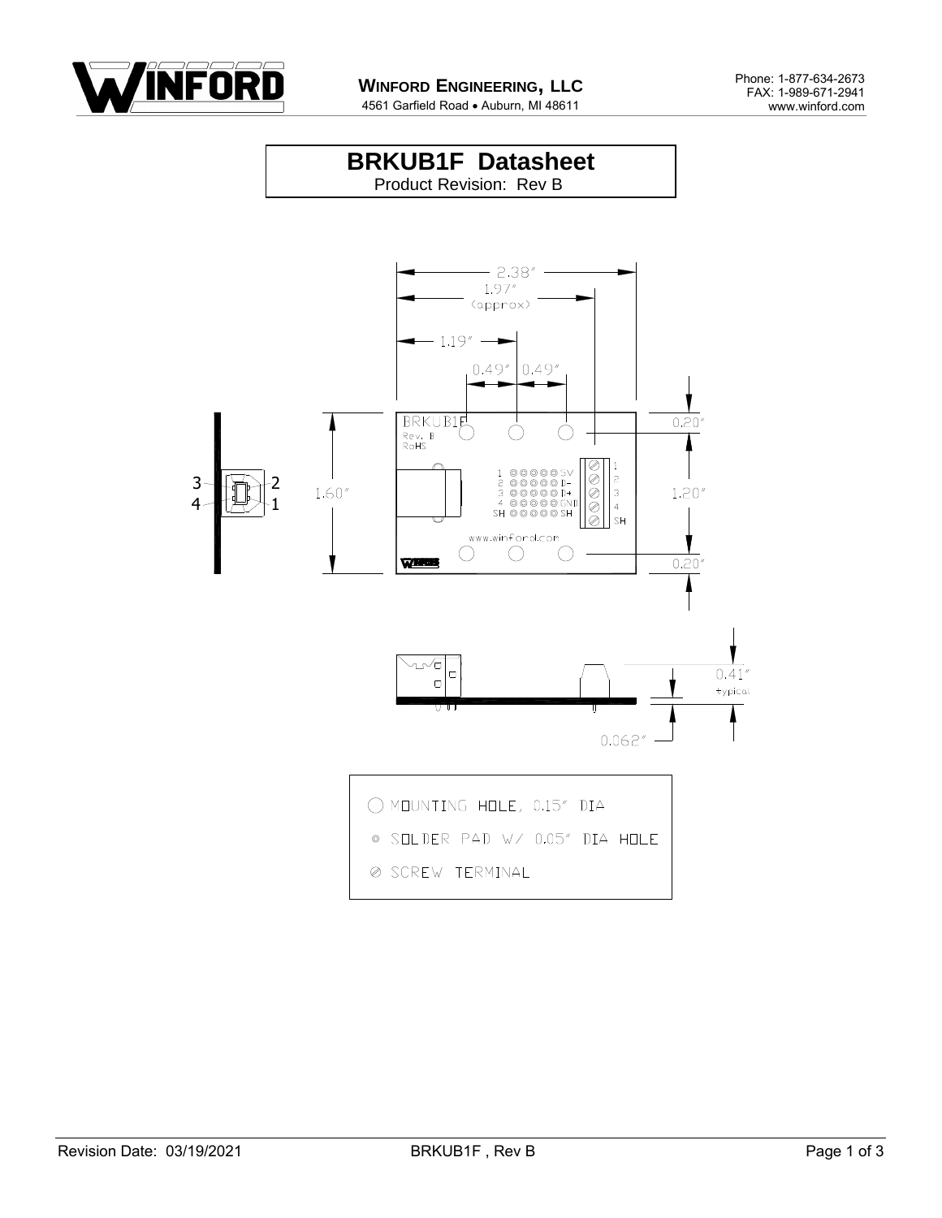**WINFORD ENGINEERING, LLC**
4561 Garfield Road • Auburn, MI 48611

Phone: 1-877-634-2673
FAX: 1-989-671-2941
www.winford.com

# BRKUB1F Datasheet

Product Revision: Rev B

2.38"
1.97" (approx)
1.19"
0.49" 0.49"
0.20"
1.20"
0.20"
1.60"

BRKUB1F
Rev. B
RoHS

| | | |
|---|---|---|
| 1 | ◎◎◎◎◎ | 5V |
| 2 | ◎◎◎◎◎ | D- |
| 3 | ◎◎◎◎◎ | D+ |
| 4 | ◎◎◎◎◎ | GND |
| SH | ◎◎◎◎◎ | SH |

Screw terminal: 1, 2, 3, 4, SH

www.winford.com

0.41" typical
0.062"

◯ MOUNTING HOLE, 0.15" DIA

◎ SOLDER PAD W/ 0.05" DIA HOLE

⊘ SCREW TERMINAL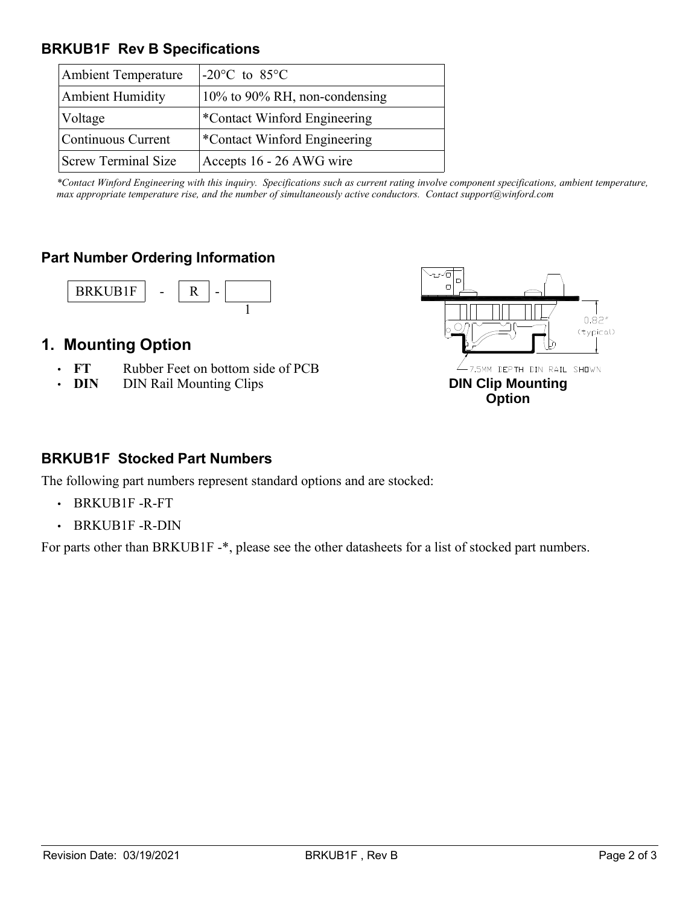## BRKUB1F Rev B Specifications

| Ambient Temperature | -20°C to 85°C |
|---|---|
| Ambient Humidity | 10% to 90% RH, non-condensing |
| Voltage | *Contact Winford Engineering |
| Continuous Current | *Contact Winford Engineering |
| Screw Terminal Size | Accepts 16 - 26 AWG wire |

*\*Contact Winford Engineering with this inquiry. Specifications such as current rating involve component specifications, ambient temperature, max appropriate temperature rise, and the number of simultaneously active conductors. Contact support@winford.com*

## Part Number Ordering Information

BRKUB1F - R - [ 1 ]

## 1. Mounting Option

- **FT** Rubber Feet on bottom side of PCB
- **DIN** DIN Rail Mounting Clips

0.82" (typical)

7.5MM DEPTH DIN RAIL SHOWN

**DIN Clip Mounting Option**

## BRKUB1F Stocked Part Numbers

The following part numbers represent standard options and are stocked:

- BRKUB1F -R-FT
- BRKUB1F -R-DIN

For parts other than BRKUB1F -*, please see the other datasheets for a list of stocked part numbers.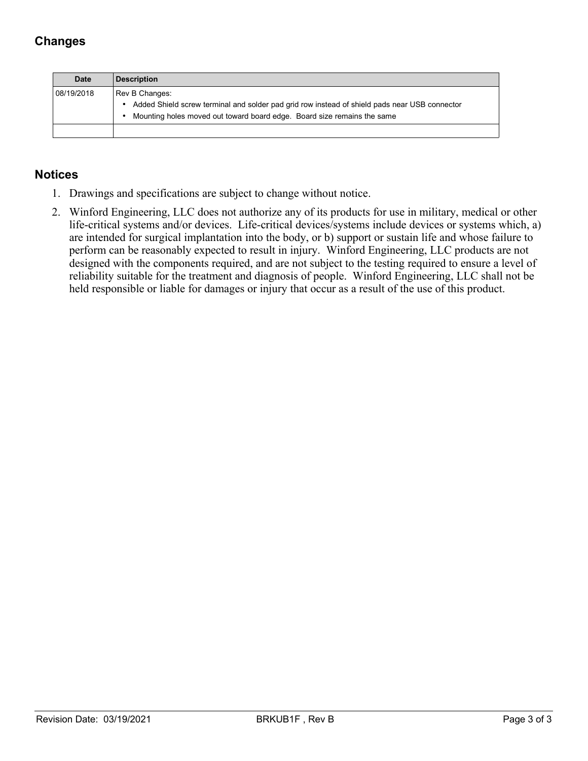## Changes

| Date | Description |
|---|---|
| 08/19/2018 | Rev B Changes:<br>• Added Shield screw terminal and solder pad grid row instead of shield pads near USB connector<br>• Mounting holes moved out toward board edge. Board size remains the same |
| | |

## Notices

1. Drawings and specifications are subject to change without notice.
2. Winford Engineering, LLC does not authorize any of its products for use in military, medical or other life-critical systems and/or devices. Life-critical devices/systems include devices or systems which, a) are intended for surgical implantation into the body, or b) support or sustain life and whose failure to perform can be reasonably expected to result in injury. Winford Engineering, LLC products are not designed with the components required, and are not subject to the testing required to ensure a level of reliability suitable for the treatment and diagnosis of people. Winford Engineering, LLC shall not be held responsible or liable for damages or injury that occur as a result of the use of this product.